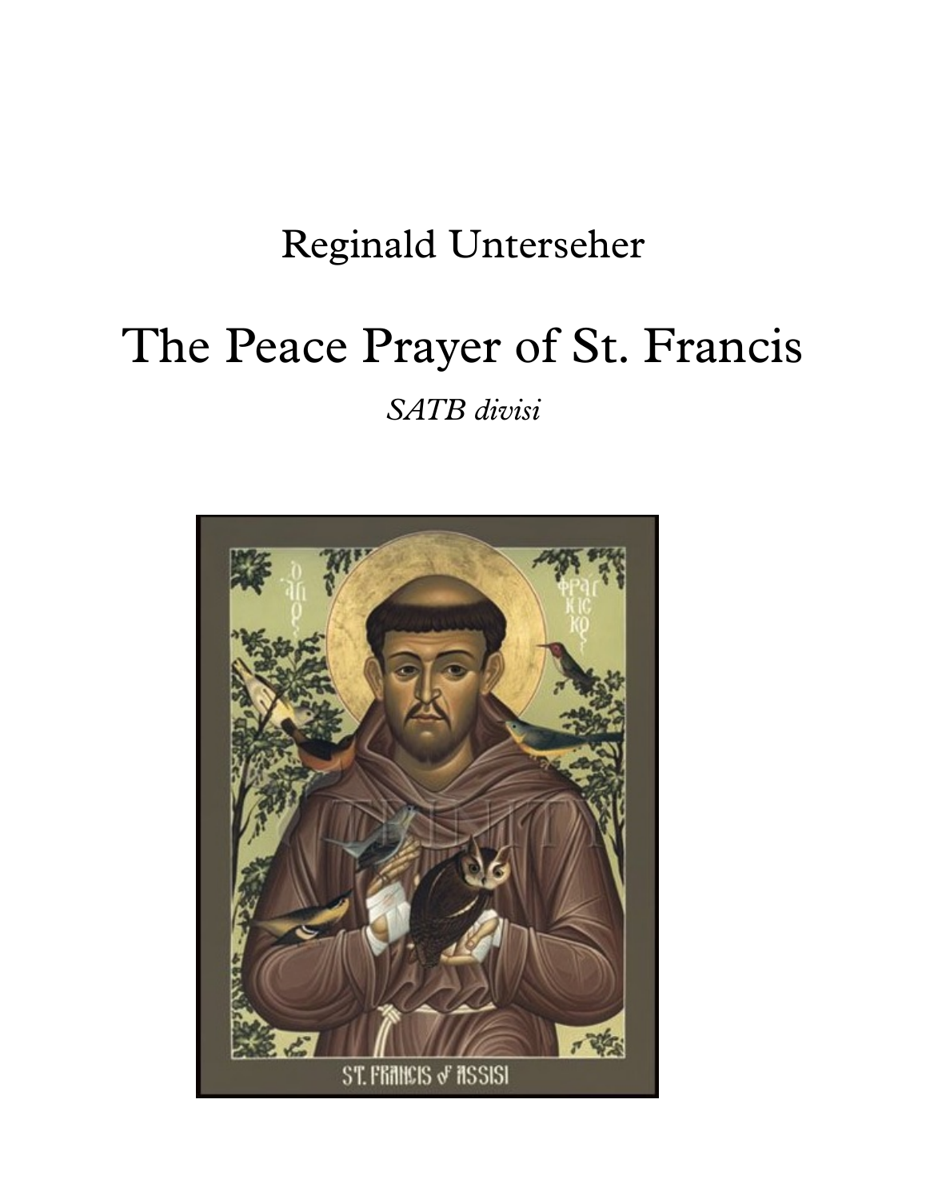Reginald Unterseher

# The Peace Prayer of St. Francis

*SATB divisi*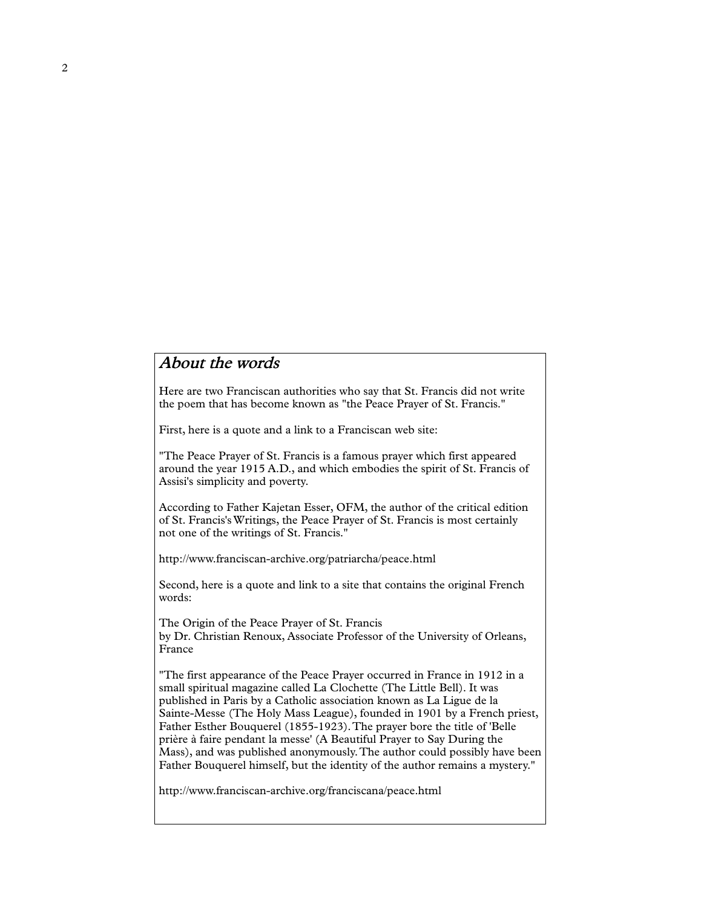## *About the words*

Here are two Franciscan authorities who say that St. Francis did not write the poem that has become known as "the Peace Prayer of St. Francis."

First, here is a quote and a link to a Franciscan web site:

"The Peace Prayer of St. Francis is a famous prayer which first appeared around the year 1915 A.D., and which embodies the spirit of St. Francis of Assisi's simplicity and poverty.

According to Father Kajetan Esser, OFM, the author of the critical edition of St. Francis's Writings, the Peace Prayer of St. Francis is most certainly not one of the writings of St. Francis."

http://www.franciscan-archive.org/patriarcha/peace.html

Second, here is a quote and link to a site that contains the original French words:

The Origin of the Peace Prayer of St. Francis
by Dr. Christian Renoux, Associate Professor of the University of Orleans, France

"The first appearance of the Peace Prayer occurred in France in 1912 in a small spiritual magazine called La Clochette (The Little Bell). It was published in Paris by a Catholic association known as La Ligue de la Sainte-Messe (The Holy Mass League), founded in 1901 by a French priest, Father Esther Bouquerel (1855-1923). The prayer bore the title of 'Belle prière à faire pendant la messe' (A Beautiful Prayer to Say During the Mass), and was published anonymously. The author could possibly have been Father Bouquerel himself, but the identity of the author remains a mystery."

http://www.franciscan-archive.org/franciscana/peace.html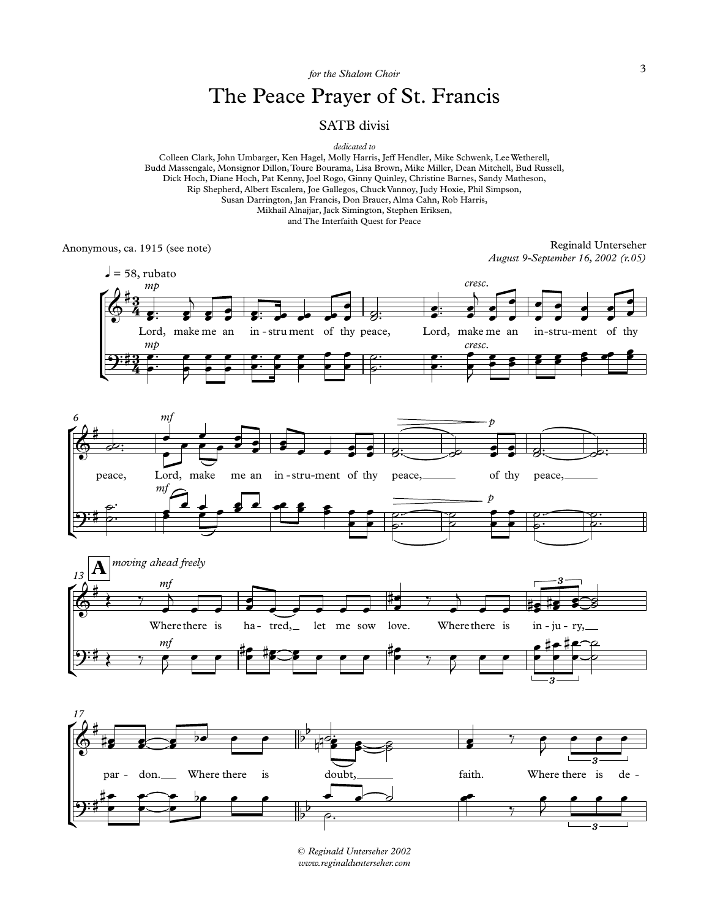*for the Shalom Choir*

# The Peace Prayer of St. Francis

SATB divisi

*dedicated to*

Colleen Clark, John Umbarger, Ken Hagel, Molly Harris, Jeff Hendler, Mike Schwenk, Lee Wetherell, Budd Massengale, Monsignor Dillon, Toure Bourama, Lisa Brown, Mike Miller, Dean Mitchell, Bud Russell, Dick Hoch, Diane Hoch, Pat Kenny, Joel Rogo, Ginny Quinley, Christine Barnes, Sandy Matheson, Rip Shepherd, Albert Escalera, Joe Gallegos, Chuck Vannoy, Judy Hoxie, Phil Simpson, Susan Darrington, Jan Francis, Don Brauer, Alma Cahn, Rob Harris, Mikhail Alnajjar, Jack Simington, Stephen Eriksen, and The Interfaith Quest for Peace

Anonymous, ca. 1915 (see note)

Reginald Unterseher
*August 9-September 16, 2002 (r.05)*

♩ = 58, rubato

*mp* Lord, make me an in - stru ment of thy peace, *cresc.* Lord, make me an in - stru - ment of thy peace, *mf* Lord, make me an in - stru - ment of thy peace, of thy *p* peace,

**A** *moving ahead freely*

*mf* Where there is ha - tred, let me sow love. Where there is in - ju - ry, par - don. Where there is doubt, faith. Where there is de -

*© Reginald Unterseher 2002*
*www.reginaldunterseher.com*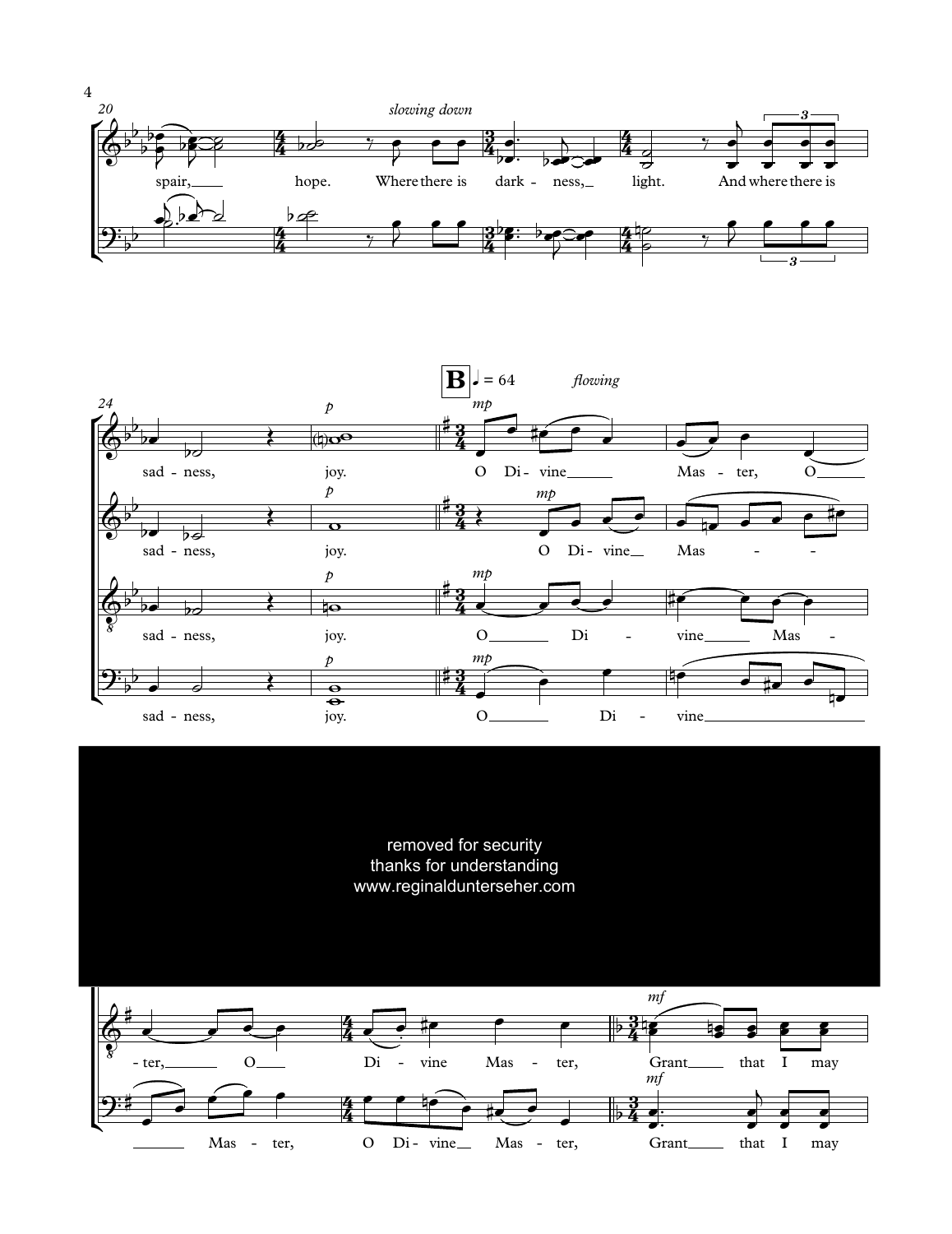*slowing down*

spair, hope. Where there is dark - ness, light. And where there is

**B** ♩ = 64 *flowing*

sad - ness, joy. O Di - vine Mas - ter, O

sad - ness, joy. O Di - vine Mas - -

sad - ness, joy. O Di - vine Mas -

sad - ness, joy. O Di - vine

removed for security
thanks for understanding
www.reginaldunterseher.com

- ter, O Di - vine Mas - ter, Grant that I may

Mas - ter, O Di - vine Mas - ter, Grant that I may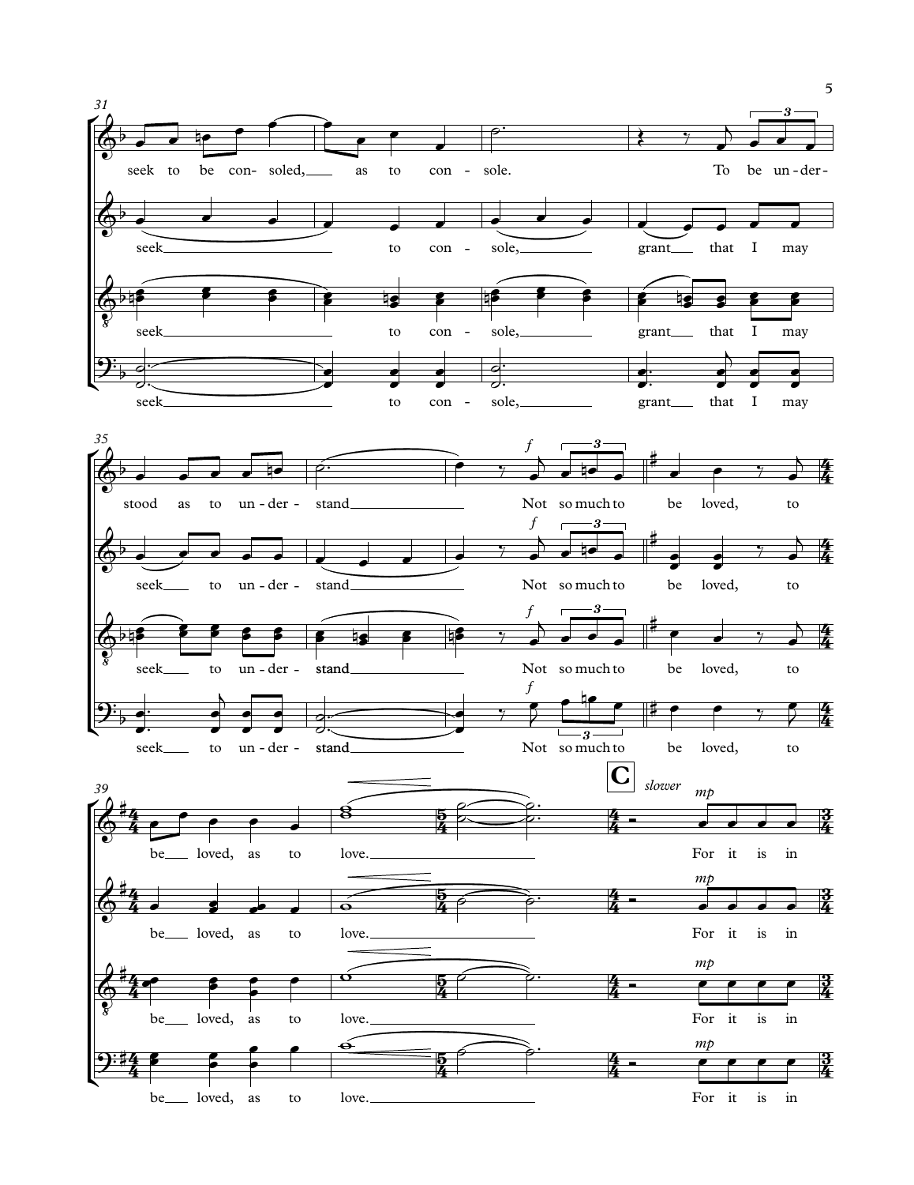seek to be con- soled, as to con - sole. To be un-der-

seek to con - sole, grant that I may

seek to con - sole, grant that I may

seek to con - sole, grant that I may

stood as to un-der - stand *f* Not so much to be loved, to

seek to un-der - stand *f* Not so much to be loved, to

seek to un-der - stand *f* Not so much to be loved, to

seek to un-der - stand *f* Not so much to be loved, to

**C** *slower*

be loved, as to love. *mp* For it is in

be loved, as to love. *mp* For it is in

be loved, as to love. *mp* For it is in

be loved, as to love. *mp* For it is in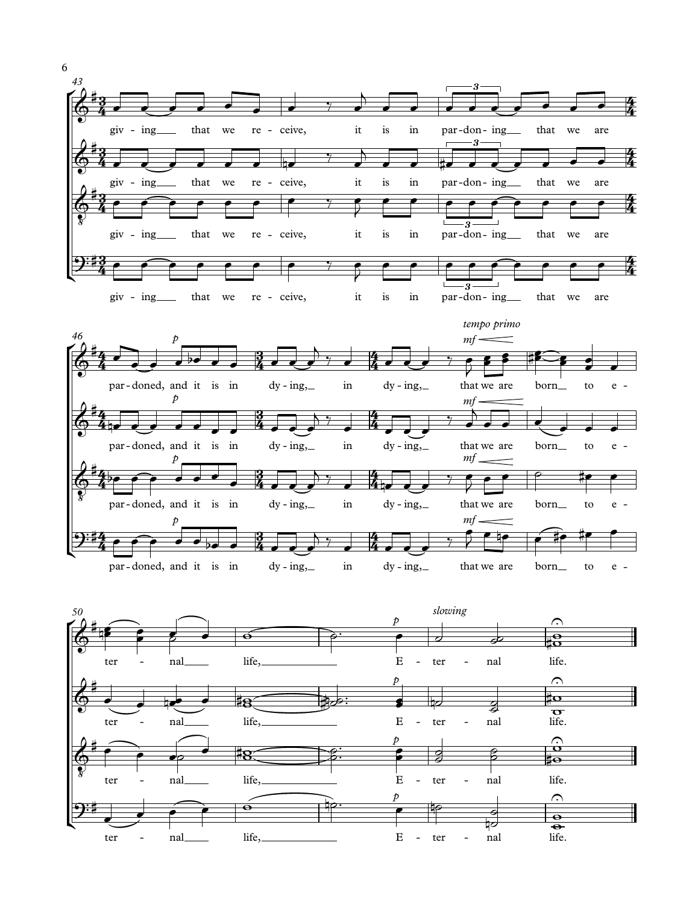giv - ing that we re - ceive, it is in par - don - ing that we are

par - doned, and it is in dy - ing, in dy - ing, that we are born to e -

*tempo primo*

ter - nal life, E - ter - nal life.

*slowing*